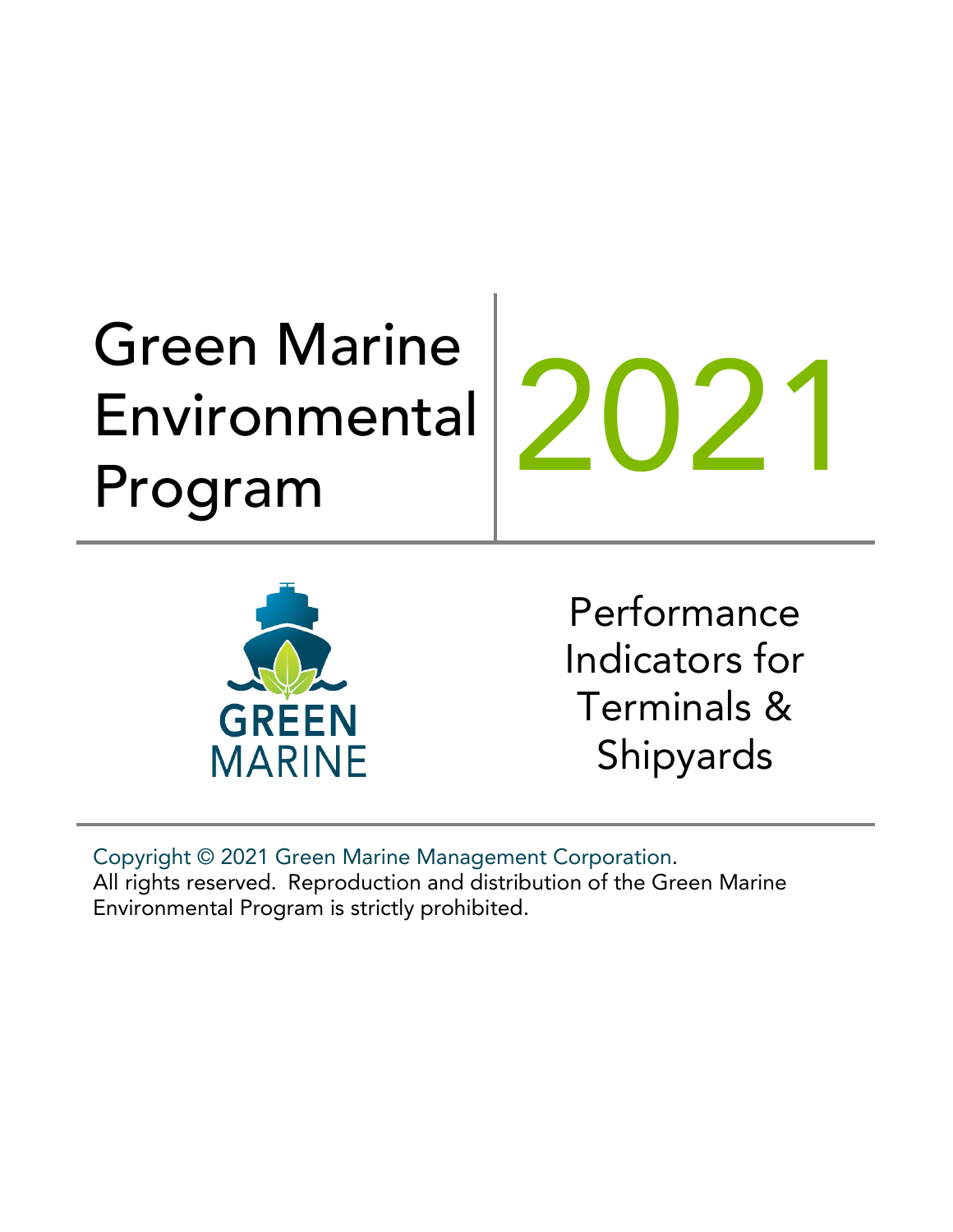# Green Marine Environmental Program

# 2021

GREEN MARINE

## Performance Indicators for Terminals & Shipyards

Copyright © 2021 Green Marine Management Corporation.
All rights reserved. Reproduction and distribution of the Green Marine Environmental Program is strictly prohibited.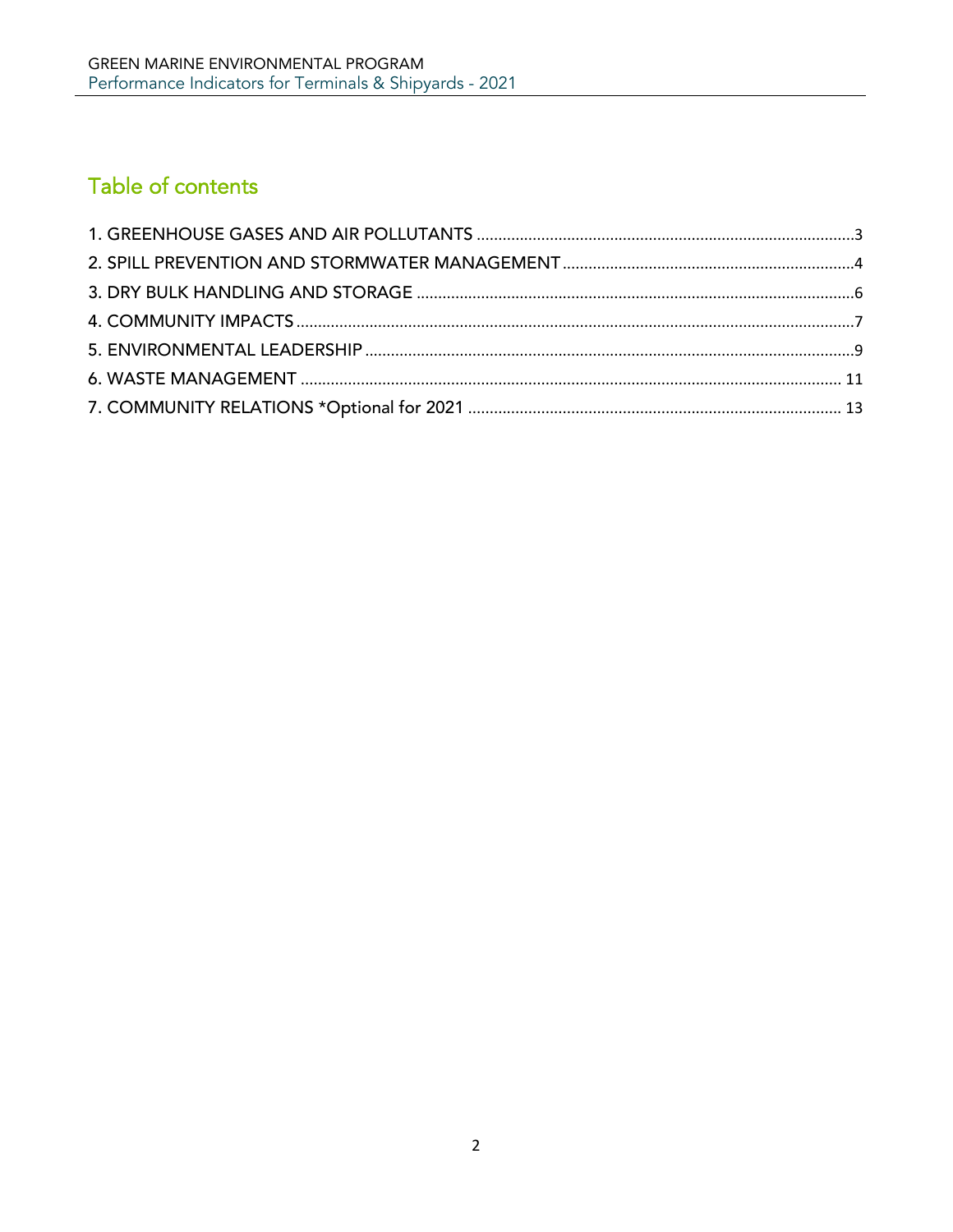## Table of contents

1. GREENHOUSE GASES AND AIR POLLUTANTS .......... 3
2. SPILL PREVENTION AND STORMWATER MANAGEMENT .......... 4
3. DRY BULK HANDLING AND STORAGE .......... 6
4. COMMUNITY IMPACTS .......... 7
5. ENVIRONMENTAL LEADERSHIP .......... 9
6. WASTE MANAGEMENT .......... 11
7. COMMUNITY RELATIONS *Optional for 2021 .......... 13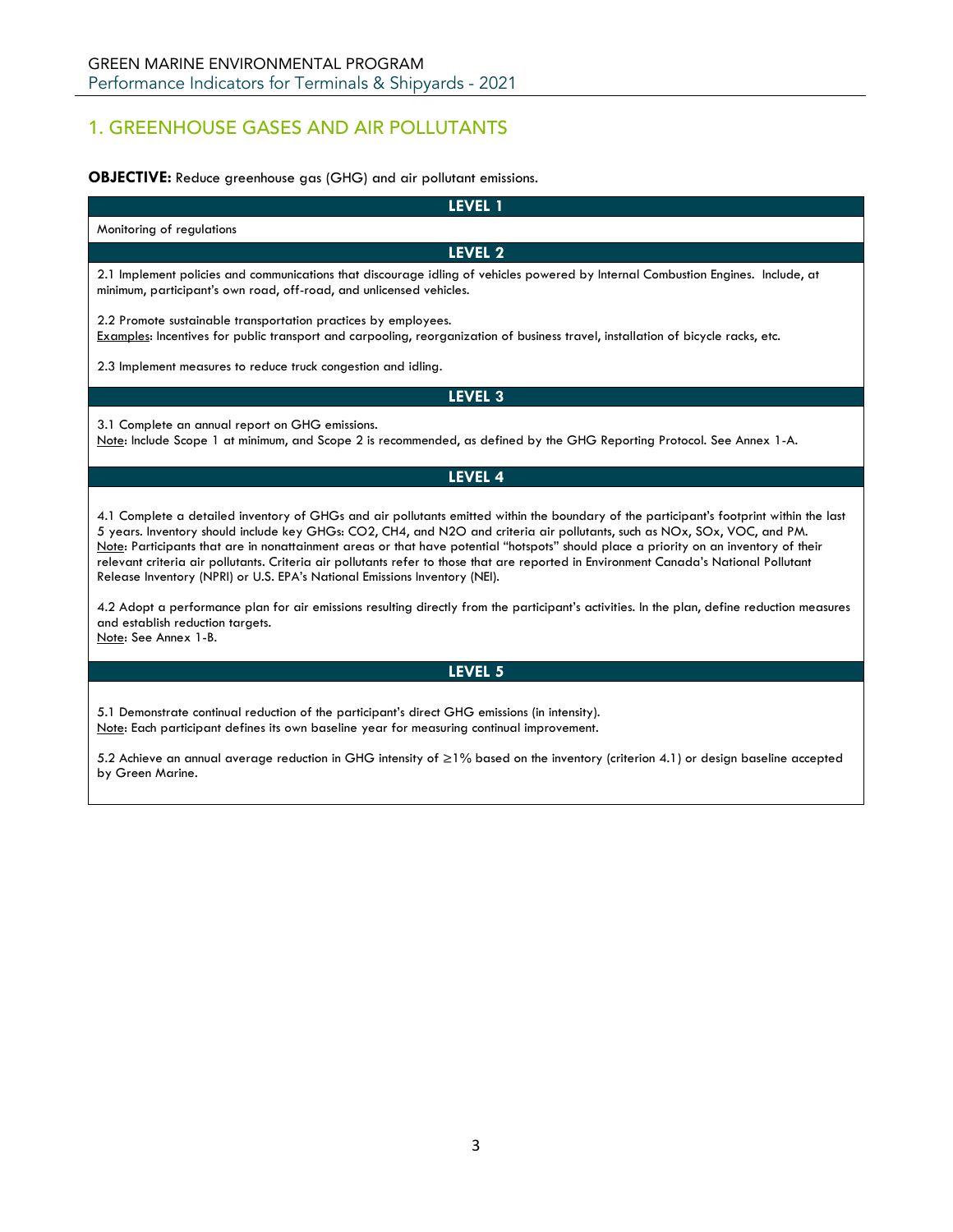# 1. GREENHOUSE GASES AND AIR POLLUTANTS

**OBJECTIVE:** Reduce greenhouse gas (GHG) and air pollutant emissions.

## LEVEL 1

Monitoring of regulations

## LEVEL 2

2.1 Implement policies and communications that discourage idling of vehicles powered by Internal Combustion Engines. Include, at minimum, participant's own road, off-road, and unlicensed vehicles.

2.2 Promote sustainable transportation practices by employees.
Examples: Incentives for public transport and carpooling, reorganization of business travel, installation of bicycle racks, etc.

2.3 Implement measures to reduce truck congestion and idling.

## LEVEL 3

3.1 Complete an annual report on GHG emissions.
Note: Include Scope 1 at minimum, and Scope 2 is recommended, as defined by the GHG Reporting Protocol. See Annex 1-A.

## LEVEL 4

4.1 Complete a detailed inventory of GHGs and air pollutants emitted within the boundary of the participant's footprint within the last 5 years. Inventory should include key GHGs: $CO_2$, $CH_4$, and $N_2O$ and criteria air pollutants, such as $NO_x$, $SO_x$, VOC, and PM.
Note: Participants that are in nonattainment areas or that have potential "hotspots" should place a priority on an inventory of their relevant criteria air pollutants. Criteria air pollutants refer to those that are reported in Environment Canada's National Pollutant Release Inventory (NPRI) or U.S. EPA's National Emissions Inventory (NEI).

4.2 Adopt a performance plan for air emissions resulting directly from the participant's activities. In the plan, define reduction measures and establish reduction targets.
Note: See Annex 1-B.

## LEVEL 5

5.1 Demonstrate continual reduction of the participant's direct GHG emissions (in intensity).
Note: Each participant defines its own baseline year for measuring continual improvement.

5.2 Achieve an annual average reduction in GHG intensity of $\geq 1\%$ based on the inventory (criterion 4.1) or design baseline accepted by Green Marine.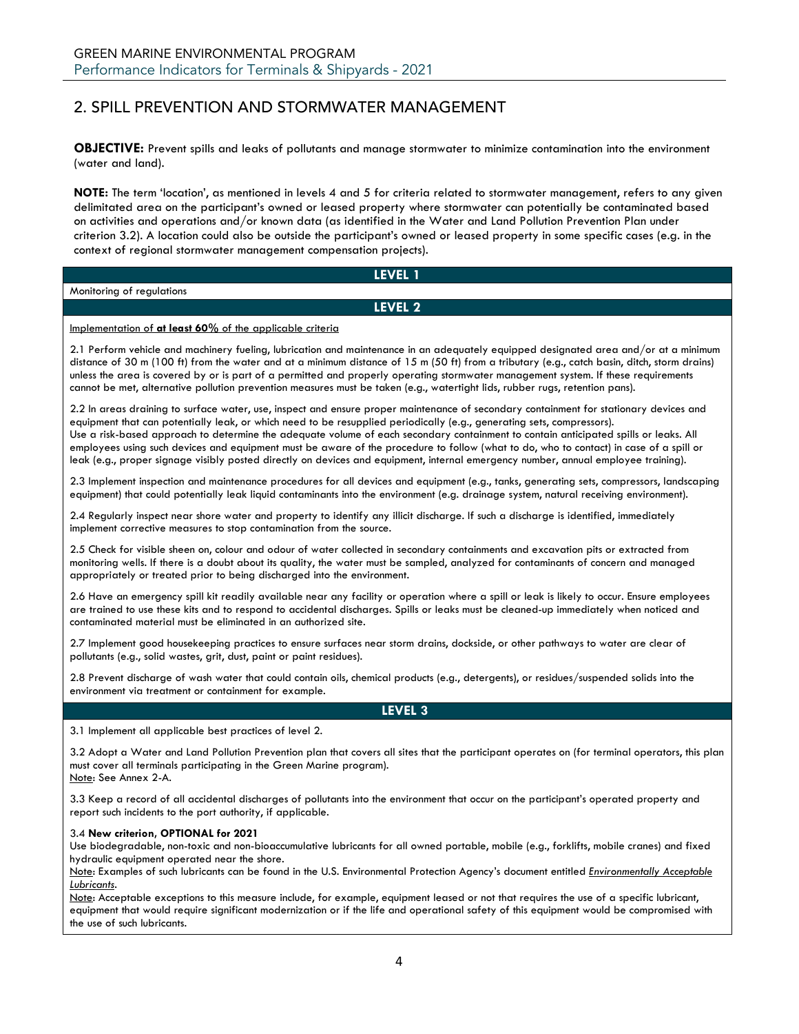## 2. SPILL PREVENTION AND STORMWATER MANAGEMENT

**OBJECTIVE:** Prevent spills and leaks of pollutants and manage stormwater to minimize contamination into the environment (water and land).

**NOTE:** The term 'location', as mentioned in levels 4 and 5 for criteria related to stormwater management, refers to any given delimitated area on the participant's owned or leased property where stormwater can potentially be contaminated based on activities and operations and/or known data (as identified in the Water and Land Pollution Prevention Plan under criterion 3.2). A location could also be outside the participant's owned or leased property in some specific cases (e.g. in the context of regional stormwater management compensation projects).

### LEVEL 1

Monitoring of regulations

### LEVEL 2

Implementation of **at least 60%** of the applicable criteria

2.1 Perform vehicle and machinery fueling, lubrication and maintenance in an adequately equipped designated area and/or at a minimum distance of 30 m (100 ft) from the water and at a minimum distance of 15 m (50 ft) from a tributary (e.g., catch basin, ditch, storm drains) unless the area is covered by or is part of a permitted and properly operating stormwater management system. If these requirements cannot be met, alternative pollution prevention measures must be taken (e.g., watertight lids, rubber rugs, retention pans).

2.2 In areas draining to surface water, use, inspect and ensure proper maintenance of secondary containment for stationary devices and equipment that can potentially leak, or which need to be resupplied periodically (e.g., generating sets, compressors).
Use a risk-based approach to determine the adequate volume of each secondary containment to contain anticipated spills or leaks. All employees using such devices and equipment must be aware of the procedure to follow (what to do, who to contact) in case of a spill or leak (e.g., proper signage visibly posted directly on devices and equipment, internal emergency number, annual employee training).

2.3 Implement inspection and maintenance procedures for all devices and equipment (e.g., tanks, generating sets, compressors, landscaping equipment) that could potentially leak liquid contaminants into the environment (e.g. drainage system, natural receiving environment).

2.4 Regularly inspect near shore water and property to identify any illicit discharge. If such a discharge is identified, immediately implement corrective measures to stop contamination from the source.

2.5 Check for visible sheen on, colour and odour of water collected in secondary containments and excavation pits or extracted from monitoring wells. If there is a doubt about its quality, the water must be sampled, analyzed for contaminants of concern and managed appropriately or treated prior to being discharged into the environment.

2.6 Have an emergency spill kit readily available near any facility or operation where a spill or leak is likely to occur. Ensure employees are trained to use these kits and to respond to accidental discharges. Spills or leaks must be cleaned-up immediately when noticed and contaminated material must be eliminated in an authorized site.

2.7 Implement good housekeeping practices to ensure surfaces near storm drains, dockside, or other pathways to water are clear of pollutants (e.g., solid wastes, grit, dust, paint or paint residues).

2.8 Prevent discharge of wash water that could contain oils, chemical products (e.g., detergents), or residues/suspended solids into the environment via treatment or containment for example.

### LEVEL 3

3.1 Implement all applicable best practices of level 2.

3.2 Adopt a Water and Land Pollution Prevention plan that covers all sites that the participant operates on (for terminal operators, this plan must cover all terminals participating in the Green Marine program).
Note: See Annex 2-A.

3.3 Keep a record of all accidental discharges of pollutants into the environment that occur on the participant's operated property and report such incidents to the port authority, if applicable.

3.4 **New criterion, OPTIONAL for 2021**
Use biodegradable, non-toxic and non-bioaccumulative lubricants for all owned portable, mobile (e.g., forklifts, mobile cranes) and fixed hydraulic equipment operated near the shore.
Note: Examples of such lubricants can be found in the U.S. Environmental Protection Agency's document entitled *Environmentally Acceptable Lubricants*.
Note: Acceptable exceptions to this measure include, for example, equipment leased or not that requires the use of a specific lubricant, equipment that would require significant modernization or if the life and operational safety of this equipment would be compromised with the use of such lubricants.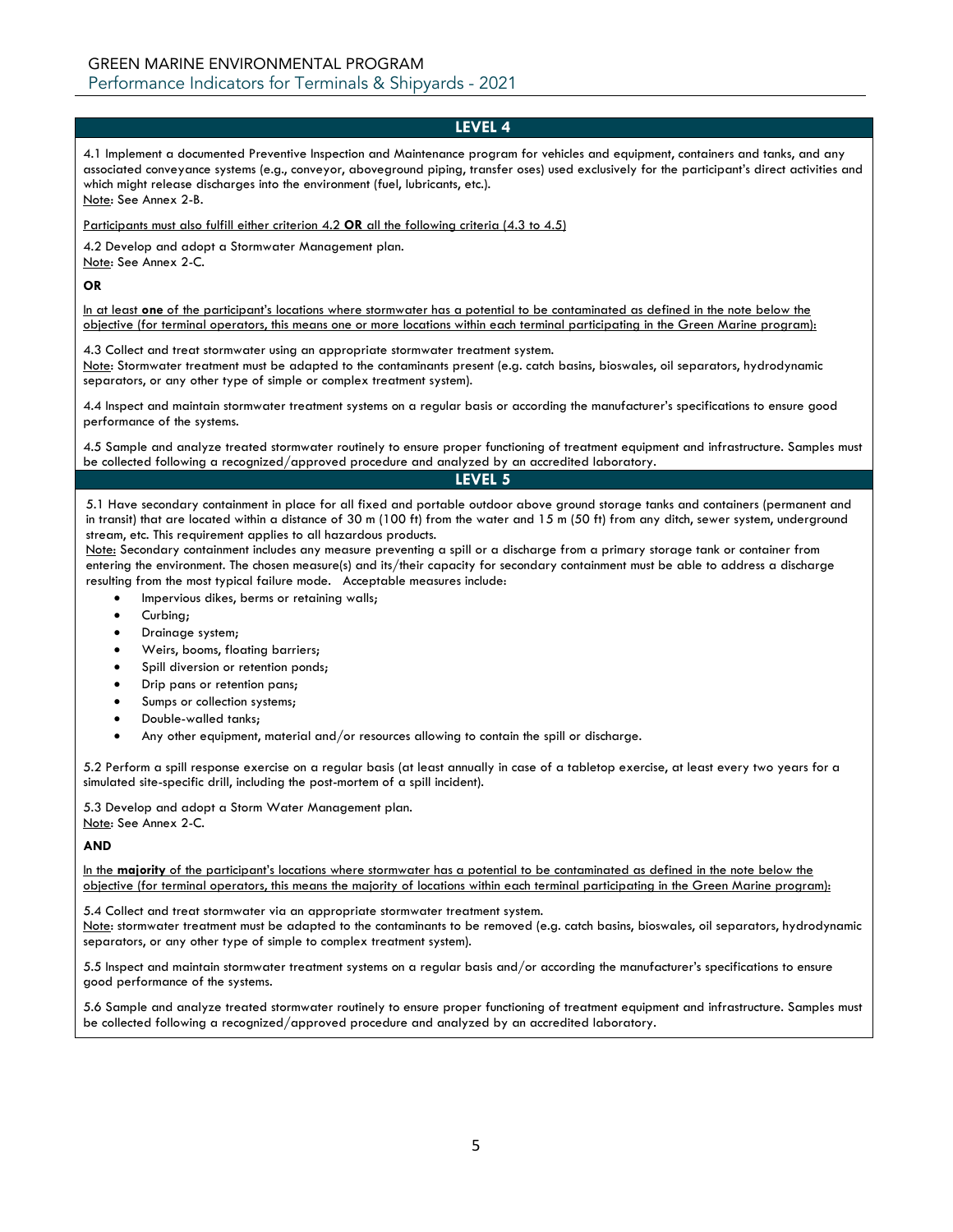## LEVEL 4

4.1 Implement a documented Preventive Inspection and Maintenance program for vehicles and equipment, containers and tanks, and any associated conveyance systems (e.g., conveyor, aboveground piping, transfer oses) used exclusively for the participant's direct activities and which might release discharges into the environment (fuel, lubricants, etc.).
Note: See Annex 2-B.

Participants must also fulfill either criterion 4.2 **OR** all the following criteria (4.3 to 4.5)

4.2 Develop and adopt a Stormwater Management plan.
Note: See Annex 2-C.

**OR**

In at least **one** of the participant's locations where stormwater has a potential to be contaminated as defined in the note below the objective (for terminal operators, this means one or more locations within each terminal participating in the Green Marine program):

4.3 Collect and treat stormwater using an appropriate stormwater treatment system.
Note: Stormwater treatment must be adapted to the contaminants present (e.g. catch basins, bioswales, oil separators, hydrodynamic separators, or any other type of simple or complex treatment system).

4.4 Inspect and maintain stormwater treatment systems on a regular basis or according the manufacturer's specifications to ensure good performance of the systems.

4.5 Sample and analyze treated stormwater routinely to ensure proper functioning of treatment equipment and infrastructure. Samples must be collected following a recognized/approved procedure and analyzed by an accredited laboratory.

## LEVEL 5

5.1 Have secondary containment in place for all fixed and portable outdoor above ground storage tanks and containers (permanent and in transit) that are located within a distance of 30 m (100 ft) from the water and 15 m (50 ft) from any ditch, sewer system, underground stream, etc. This requirement applies to all hazardous products.
Note: Secondary containment includes any measure preventing a spill or a discharge from a primary storage tank or container from entering the environment. The chosen measure(s) and its/their capacity for secondary containment must be able to address a discharge resulting from the most typical failure mode. Acceptable measures include:

- Impervious dikes, berms or retaining walls;
- Curbing;
- Drainage system;
- Weirs, booms, floating barriers;
- Spill diversion or retention ponds;
- Drip pans or retention pans;
- Sumps or collection systems;
- Double-walled tanks;
- Any other equipment, material and/or resources allowing to contain the spill or discharge.

5.2 Perform a spill response exercise on a regular basis (at least annually in case of a tabletop exercise, at least every two years for a simulated site-specific drill, including the post-mortem of a spill incident).

5.3 Develop and adopt a Storm Water Management plan.
Note: See Annex 2-C.

**AND**

In the **majority** of the participant's locations where stormwater has a potential to be contaminated as defined in the note below the objective (for terminal operators, this means the majority of locations within each terminal participating in the Green Marine program):

5.4 Collect and treat stormwater via an appropriate stormwater treatment system.
Note: stormwater treatment must be adapted to the contaminants to be removed (e.g. catch basins, bioswales, oil separators, hydrodynamic separators, or any other type of simple to complex treatment system).

5.5 Inspect and maintain stormwater treatment systems on a regular basis and/or according the manufacturer's specifications to ensure good performance of the systems.

5.6 Sample and analyze treated stormwater routinely to ensure proper functioning of treatment equipment and infrastructure. Samples must be collected following a recognized/approved procedure and analyzed by an accredited laboratory.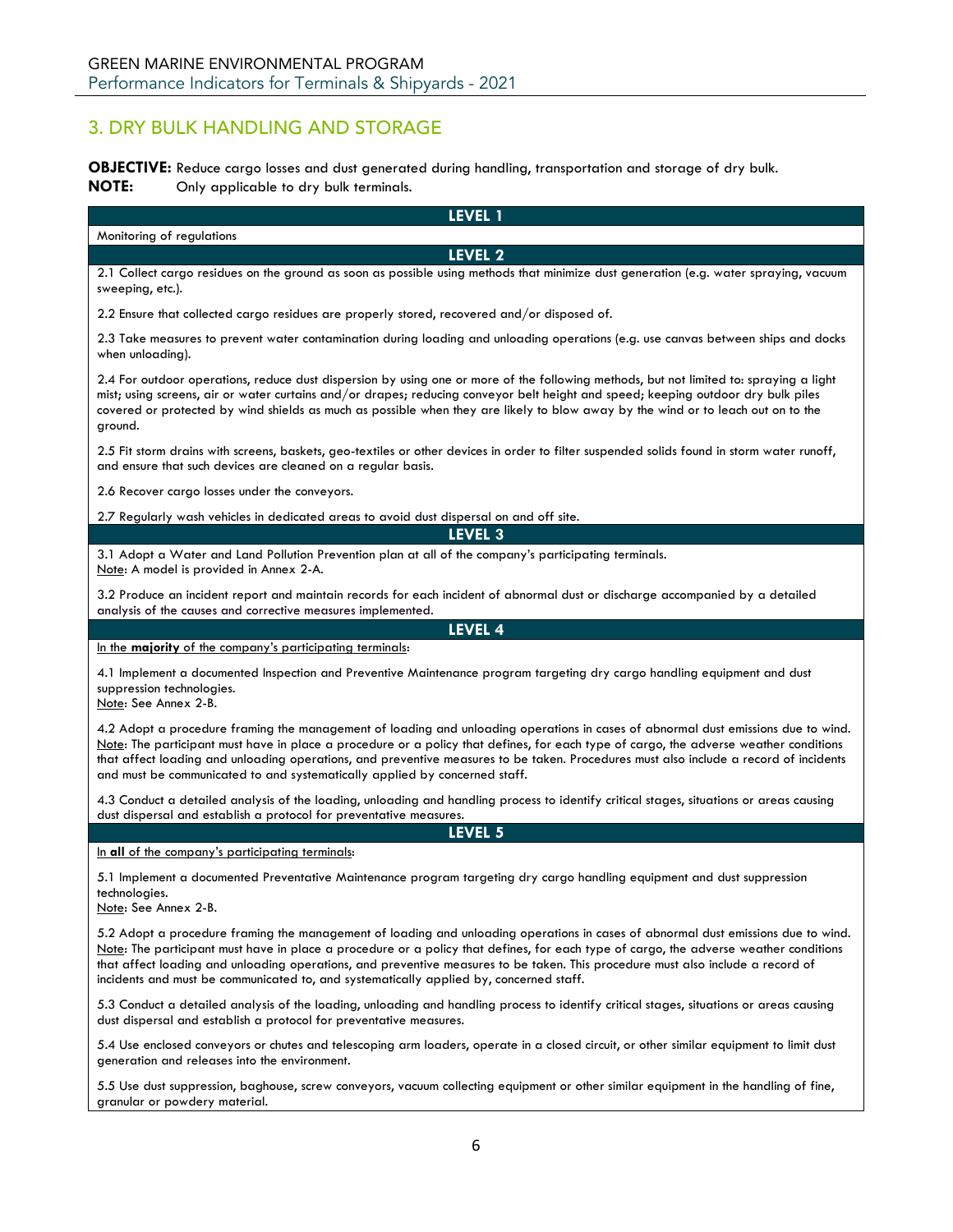## 3. DRY BULK HANDLING AND STORAGE

**OBJECTIVE:** Reduce cargo losses and dust generated during handling, transportation and storage of dry bulk.
**NOTE:** Only applicable to dry bulk terminals.

### LEVEL 1

Monitoring of regulations

### LEVEL 2

2.1 Collect cargo residues on the ground as soon as possible using methods that minimize dust generation (e.g. water spraying, vacuum sweeping, etc.).

2.2 Ensure that collected cargo residues are properly stored, recovered and/or disposed of.

2.3 Take measures to prevent water contamination during loading and unloading operations (e.g. use canvas between ships and docks when unloading).

2.4 For outdoor operations, reduce dust dispersion by using one or more of the following methods, but not limited to: spraying a light mist; using screens, air or water curtains and/or drapes; reducing conveyor belt height and speed; keeping outdoor dry bulk piles covered or protected by wind shields as much as possible when they are likely to blow away by the wind or to leach out on to the ground.

2.5 Fit storm drains with screens, baskets, geo-textiles or other devices in order to filter suspended solids found in storm water runoff, and ensure that such devices are cleaned on a regular basis.

2.6 Recover cargo losses under the conveyors.

2.7 Regularly wash vehicles in dedicated areas to avoid dust dispersal on and off site.

### LEVEL 3

3.1 Adopt a Water and Land Pollution Prevention plan at all of the company's participating terminals.
Note: A model is provided in Annex 2-A.

3.2 Produce an incident report and maintain records for each incident of abnormal dust or discharge accompanied by a detailed analysis of the causes and corrective measures implemented.

### LEVEL 4

In the **majority** of the company's participating terminals:

4.1 Implement a documented Inspection and Preventive Maintenance program targeting dry cargo handling equipment and dust suppression technologies.
Note: See Annex 2-B.

4.2 Adopt a procedure framing the management of loading and unloading operations in cases of abnormal dust emissions due to wind.
Note: The participant must have in place a procedure or a policy that defines, for each type of cargo, the adverse weather conditions that affect loading and unloading operations, and preventive measures to be taken. Procedures must also include a record of incidents and must be communicated to and systematically applied by concerned staff.

4.3 Conduct a detailed analysis of the loading, unloading and handling process to identify critical stages, situations or areas causing dust dispersal and establish a protocol for preventative measures.

### LEVEL 5

In **all** of the company's participating terminals:

5.1 Implement a documented Preventative Maintenance program targeting dry cargo handling equipment and dust suppression technologies.
Note: See Annex 2-B.

5.2 Adopt a procedure framing the management of loading and unloading operations in cases of abnormal dust emissions due to wind.
Note: The participant must have in place a procedure or a policy that defines, for each type of cargo, the adverse weather conditions that affect loading and unloading operations, and preventive measures to be taken. This procedure must also include a record of incidents and must be communicated to, and systematically applied by, concerned staff.

5.3 Conduct a detailed analysis of the loading, unloading and handling process to identify critical stages, situations or areas causing dust dispersal and establish a protocol for preventative measures.

5.4 Use enclosed conveyors or chutes and telescoping arm loaders, operate in a closed circuit, or other similar equipment to limit dust generation and releases into the environment.

5.5 Use dust suppression, baghouse, screw conveyors, vacuum collecting equipment or other similar equipment in the handling of fine, granular or powdery material.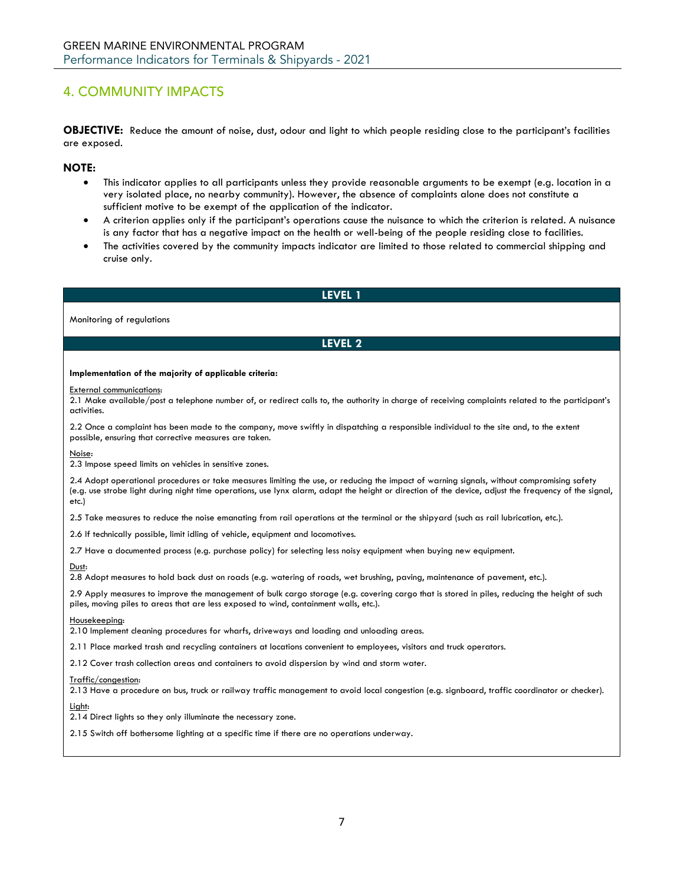# 4. COMMUNITY IMPACTS

**OBJECTIVE:** Reduce the amount of noise, dust, odour and light to which people residing close to the participant's facilities are exposed.

**NOTE:**

- This indicator applies to all participants unless they provide reasonable arguments to be exempt (e.g. location in a very isolated place, no nearby community). However, the absence of complaints alone does not constitute a sufficient motive to be exempt of the application of the indicator.
- A criterion applies only if the participant's operations cause the nuisance to which the criterion is related. A nuisance is any factor that has a negative impact on the health or well-being of the people residing close to facilities.
- The activities covered by the community impacts indicator are limited to those related to commercial shipping and cruise only.

## LEVEL 1

Monitoring of regulations

## LEVEL 2

**Implementation of the majority of applicable criteria:**

External communications:

2.1 Make available/post a telephone number of, or redirect calls to, the authority in charge of receiving complaints related to the participant's activities.

2.2 Once a complaint has been made to the company, move swiftly in dispatching a responsible individual to the site and, to the extent possible, ensuring that corrective measures are taken.

Noise:

2.3 Impose speed limits on vehicles in sensitive zones.

2.4 Adopt operational procedures or take measures limiting the use, or reducing the impact of warning signals, without compromising safety (e.g. use strobe light during night time operations, use lynx alarm, adapt the height or direction of the device, adjust the frequency of the signal, etc.)

2.5 Take measures to reduce the noise emanating from rail operations at the terminal or the shipyard (such as rail lubrication, etc.).

2.6 If technically possible, limit idling of vehicle, equipment and locomotives.

2.7 Have a documented process (e.g. purchase policy) for selecting less noisy equipment when buying new equipment.

Dust:

2.8 Adopt measures to hold back dust on roads (e.g. watering of roads, wet brushing, paving, maintenance of pavement, etc.).

2.9 Apply measures to improve the management of bulk cargo storage (e.g. covering cargo that is stored in piles, reducing the height of such piles, moving piles to areas that are less exposed to wind, containment walls, etc.).

Housekeeping:

2.10 Implement cleaning procedures for wharfs, driveways and loading and unloading areas.

2.11 Place marked trash and recycling containers at locations convenient to employees, visitors and truck operators.

2.12 Cover trash collection areas and containers to avoid dispersion by wind and storm water.

Traffic/congestion:

2.13 Have a procedure on bus, truck or railway traffic management to avoid local congestion (e.g. signboard, traffic coordinator or checker).

Light:

2.14 Direct lights so they only illuminate the necessary zone.

2.15 Switch off bothersome lighting at a specific time if there are no operations underway.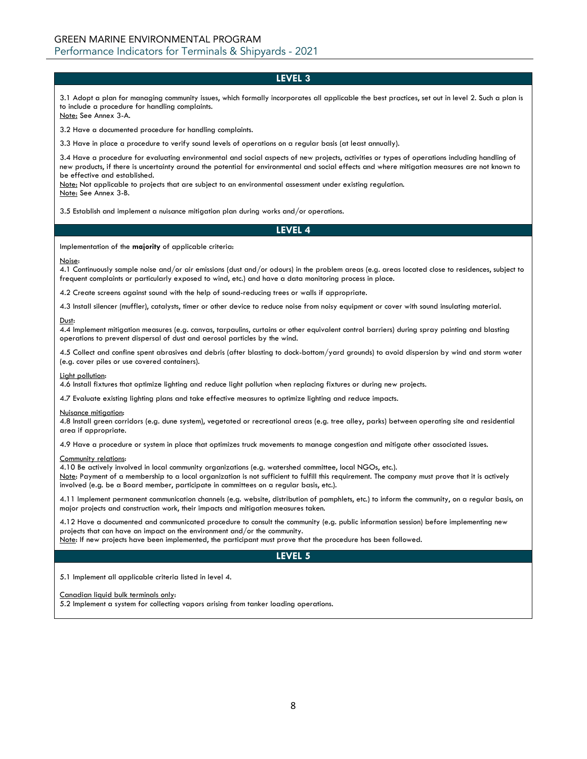## LEVEL 3

3.1 Adopt a plan for managing community issues, which formally incorporates all applicable the best practices, set out in level 2. Such a plan is to include a procedure for handling complaints.
Note: See Annex 3-A.

3.2 Have a documented procedure for handling complaints.

3.3 Have in place a procedure to verify sound levels of operations on a regular basis (at least annually).

3.4 Have a procedure for evaluating environmental and social aspects of new projects, activities or types of operations including handling of new products, if there is uncertainty around the potential for environmental and social effects and where mitigation measures are not known to be effective and established.
Note: Not applicable to projects that are subject to an environmental assessment under existing regulation.
Note: See Annex 3-B.

3.5 Establish and implement a nuisance mitigation plan during works and/or operations.

## LEVEL 4

Implementation of the **majority** of applicable criteria:

Noise:
4.1 Continuously sample noise and/or air emissions (dust and/or odours) in the problem areas (e.g. areas located close to residences, subject to frequent complaints or particularly exposed to wind, etc.) and have a data monitoring process in place.

4.2 Create screens against sound with the help of sound-reducing trees or walls if appropriate.

4.3 Install silencer (muffler), catalysts, timer or other device to reduce noise from noisy equipment or cover with sound insulating material.

Dust:
4.4 Implement mitigation measures (e.g. canvas, tarpaulins, curtains or other equivalent control barriers) during spray painting and blasting operations to prevent dispersal of dust and aerosol particles by the wind.

4.5 Collect and confine spent abrasives and debris (after blasting to dock-bottom/yard grounds) to avoid dispersion by wind and storm water (e.g. cover piles or use covered containers).

Light pollution:
4.6 Install fixtures that optimize lighting and reduce light pollution when replacing fixtures or during new projects.

4.7 Evaluate existing lighting plans and take effective measures to optimize lighting and reduce impacts.

Nuisance mitigation:
4.8 Install green corridors (e.g. dune system), vegetated or recreational areas (e.g. tree alley, parks) between operating site and residential area if appropriate.

4.9 Have a procedure or system in place that optimizes truck movements to manage congestion and mitigate other associated issues.

Community relations:
4.10 Be actively involved in local community organizations (e.g. watershed committee, local NGOs, etc.).
Note: Payment of a membership to a local organization is not sufficient to fulfill this requirement. The company must prove that it is actively involved (e.g. be a Board member, participate in committees on a regular basis, etc.).

4.11 Implement permanent communication channels (e.g. website, distribution of pamphlets, etc.) to inform the community, on a regular basis, on major projects and construction work, their impacts and mitigation measures taken.

4.12 Have a documented and communicated procedure to consult the community (e.g. public information session) before implementing new projects that can have an impact on the environment and/or the community.
Note: If new projects have been implemented, the participant must prove that the procedure has been followed.

## LEVEL 5

5.1 Implement all applicable criteria listed in level 4.

Canadian liquid bulk terminals only:
5.2 Implement a system for collecting vapors arising from tanker loading operations.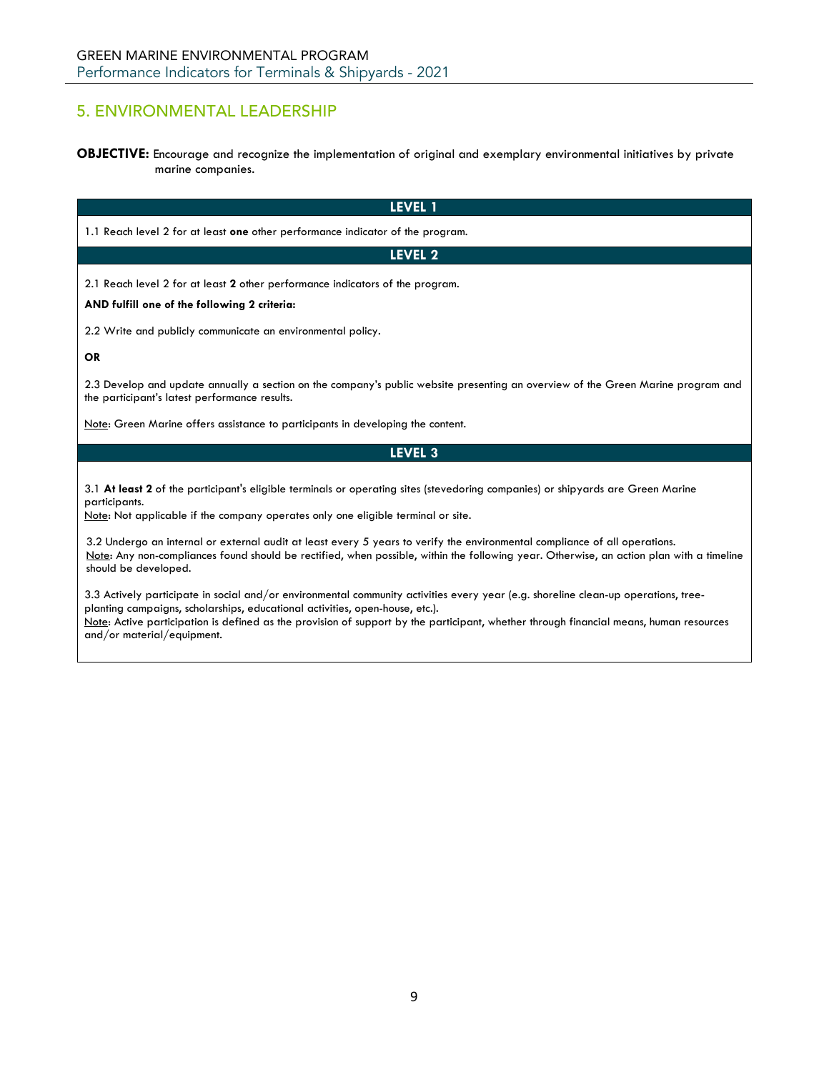## 5. ENVIRONMENTAL LEADERSHIP

**OBJECTIVE:** Encourage and recognize the implementation of original and exemplary environmental initiatives by private marine companies.

### LEVEL 1

1.1 Reach level 2 for at least **one** other performance indicator of the program.

### LEVEL 2

2.1 Reach level 2 for at least **2** other performance indicators of the program.

**AND fulfill one of the following 2 criteria:**

2.2 Write and publicly communicate an environmental policy.

**OR**

2.3 Develop and update annually a section on the company's public website presenting an overview of the Green Marine program and the participant's latest performance results.

Note: Green Marine offers assistance to participants in developing the content.

### LEVEL 3

3.1 **At least 2** of the participant's eligible terminals or operating sites (stevedoring companies) or shipyards are Green Marine participants.
Note: Not applicable if the company operates only one eligible terminal or site.

3.2 Undergo an internal or external audit at least every 5 years to verify the environmental compliance of all operations.
Note: Any non-compliances found should be rectified, when possible, within the following year. Otherwise, an action plan with a timeline should be developed.

3.3 Actively participate in social and/or environmental community activities every year (e.g. shoreline clean-up operations, tree-planting campaigns, scholarships, educational activities, open-house, etc.).
Note: Active participation is defined as the provision of support by the participant, whether through financial means, human resources and/or material/equipment.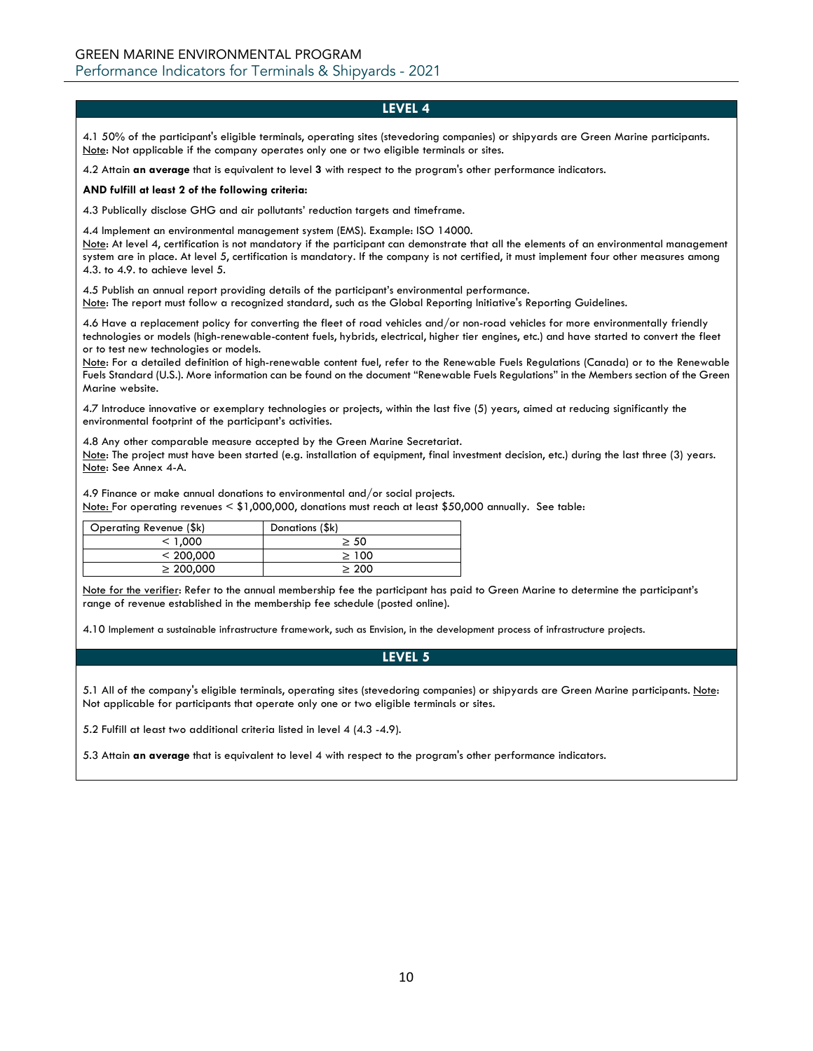## LEVEL 4

4.1 50% of the participant's eligible terminals, operating sites (stevedoring companies) or shipyards are Green Marine participants.
Note: Not applicable if the company operates only one or two eligible terminals or sites.

4.2 Attain **an average** that is equivalent to level **3** with respect to the program's other performance indicators.

**AND fulfill at least 2 of the following criteria:**

4.3 Publically disclose GHG and air pollutants' reduction targets and timeframe.

4.4 Implement an environmental management system (EMS). Example: ISO 14000.
Note: At level 4, certification is not mandatory if the participant can demonstrate that all the elements of an environmental management system are in place. At level 5, certification is mandatory. If the company is not certified, it must implement four other measures among 4.3. to 4.9. to achieve level 5.

4.5 Publish an annual report providing details of the participant's environmental performance.
Note: The report must follow a recognized standard, such as the Global Reporting Initiative's Reporting Guidelines.

4.6 Have a replacement policy for converting the fleet of road vehicles and/or non-road vehicles for more environmentally friendly technologies or models (high-renewable-content fuels, hybrids, electrical, higher tier engines, etc.) and have started to convert the fleet or to test new technologies or models.
Note: For a detailed definition of high-renewable content fuel, refer to the Renewable Fuels Regulations (Canada) or to the Renewable Fuels Standard (U.S.). More information can be found on the document "Renewable Fuels Regulations" in the Members section of the Green Marine website.

4.7 Introduce innovative or exemplary technologies or projects, within the last five (5) years, aimed at reducing significantly the environmental footprint of the participant's activities.

4.8 Any other comparable measure accepted by the Green Marine Secretariat.
Note: The project must have been started (e.g. installation of equipment, final investment decision, etc.) during the last three (3) years.
Note: See Annex 4-A.

4.9 Finance or make annual donations to environmental and/or social projects.
Note: For operating revenues < $1,000,000, donations must reach at least $50,000 annually. See table:

| Operating Revenue ($k) | Donations ($k) |
|---|---|
| < 1,000 | ≥ 50 |
| < 200,000 | ≥ 100 |
| ≥ 200,000 | ≥ 200 |

Note for the verifier: Refer to the annual membership fee the participant has paid to Green Marine to determine the participant's range of revenue established in the membership fee schedule (posted online).

4.10 Implement a sustainable infrastructure framework, such as Envision, in the development process of infrastructure projects.

## LEVEL 5

5.1 All of the company's eligible terminals, operating sites (stevedoring companies) or shipyards are Green Marine participants. Note: Not applicable for participants that operate only one or two eligible terminals or sites.

5.2 Fulfill at least two additional criteria listed in level 4 (4.3 -4.9).

5.3 Attain **an average** that is equivalent to level 4 with respect to the program's other performance indicators.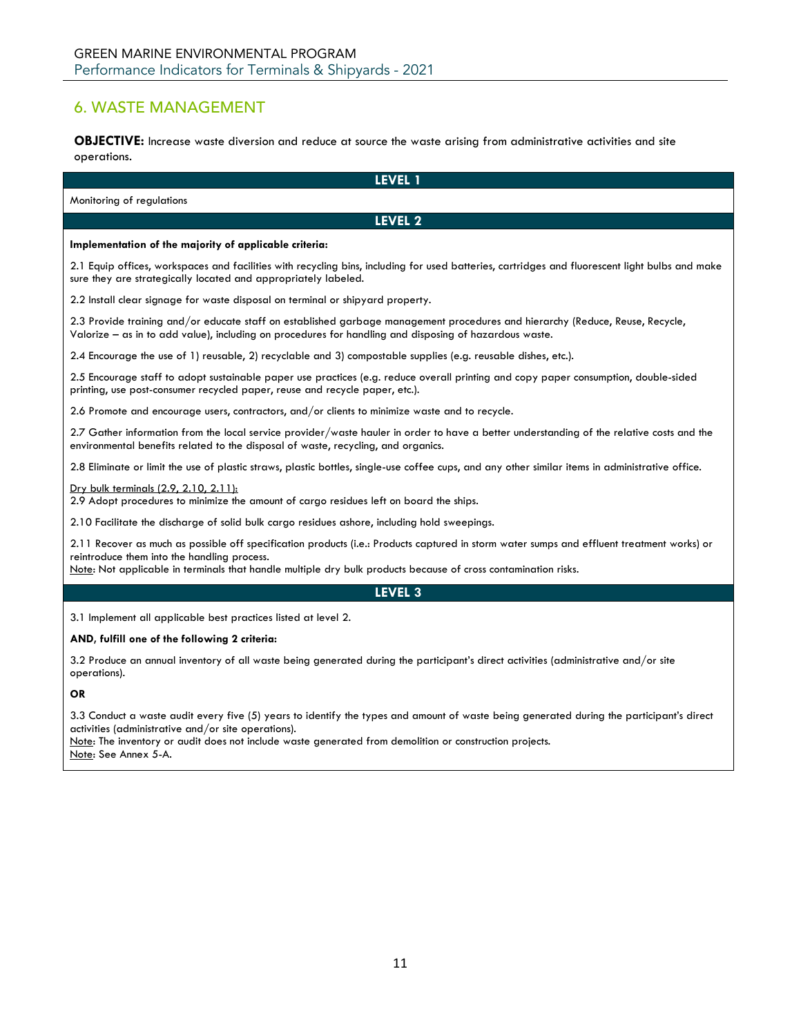## 6. WASTE MANAGEMENT

**OBJECTIVE:** Increase waste diversion and reduce at source the waste arising from administrative activities and site operations.

### LEVEL 1

Monitoring of regulations

### LEVEL 2

**Implementation of the majority of applicable criteria:**

2.1 Equip offices, workspaces and facilities with recycling bins, including for used batteries, cartridges and fluorescent light bulbs and make sure they are strategically located and appropriately labeled.

2.2 Install clear signage for waste disposal on terminal or shipyard property.

2.3 Provide training and/or educate staff on established garbage management procedures and hierarchy (Reduce, Reuse, Recycle, Valorize – as in to add value), including on procedures for handling and disposing of hazardous waste.

2.4 Encourage the use of 1) reusable, 2) recyclable and 3) compostable supplies (e.g. reusable dishes, etc.).

2.5 Encourage staff to adopt sustainable paper use practices (e.g. reduce overall printing and copy paper consumption, double-sided printing, use post-consumer recycled paper, reuse and recycle paper, etc.).

2.6 Promote and encourage users, contractors, and/or clients to minimize waste and to recycle.

2.7 Gather information from the local service provider/waste hauler in order to have a better understanding of the relative costs and the environmental benefits related to the disposal of waste, recycling, and organics.

2.8 Eliminate or limit the use of plastic straws, plastic bottles, single-use coffee cups, and any other similar items in administrative office.

<u>Dry bulk terminals (2.9, 2.10, 2.11):</u>
2.9 Adopt procedures to minimize the amount of cargo residues left on board the ships.

2.10 Facilitate the discharge of solid bulk cargo residues ashore, including hold sweepings.

2.11 Recover as much as possible off specification products (i.e.: Products captured in storm water sumps and effluent treatment works) or reintroduce them into the handling process.
<u>Note</u>: Not applicable in terminals that handle multiple dry bulk products because of cross contamination risks.

### LEVEL 3

3.1 Implement all applicable best practices listed at level 2.

**AND, fulfill one of the following 2 criteria:**

3.2 Produce an annual inventory of all waste being generated during the participant's direct activities (administrative and/or site operations).

**OR**

3.3 Conduct a waste audit every five (5) years to identify the types and amount of waste being generated during the participant's direct activities (administrative and/or site operations).
<u>Note</u>: The inventory or audit does not include waste generated from demolition or construction projects.
<u>Note</u>: See Annex 5-A.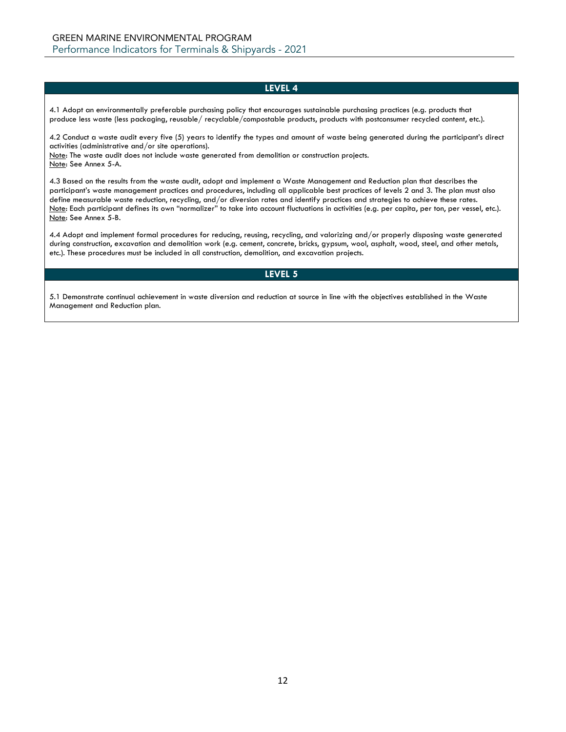## LEVEL 4

4.1 Adopt an environmentally preferable purchasing policy that encourages sustainable purchasing practices (e.g. products that produce less waste (less packaging, reusable/ recyclable/compostable products, products with postconsumer recycled content, etc.).

4.2 Conduct a waste audit every five (5) years to identify the types and amount of waste being generated during the participant's direct activities (administrative and/or site operations).
Note: The waste audit does not include waste generated from demolition or construction projects.
Note: See Annex 5-A.

4.3 Based on the results from the waste audit, adopt and implement a Waste Management and Reduction plan that describes the participant's waste management practices and procedures, including all applicable best practices of levels 2 and 3. The plan must also define measurable waste reduction, recycling, and/or diversion rates and identify practices and strategies to achieve these rates.
Note: Each participant defines its own "normalizer" to take into account fluctuations in activities (e.g. per capita, per ton, per vessel, etc.).
Note: See Annex 5-B.

4.4 Adopt and implement formal procedures for reducing, reusing, recycling, and valorizing and/or properly disposing waste generated during construction, excavation and demolition work (e.g. cement, concrete, bricks, gypsum, wool, asphalt, wood, steel, and other metals, etc.). These procedures must be included in all construction, demolition, and excavation projects.

## LEVEL 5

5.1 Demonstrate continual achievement in waste diversion and reduction at source in line with the objectives established in the Waste Management and Reduction plan.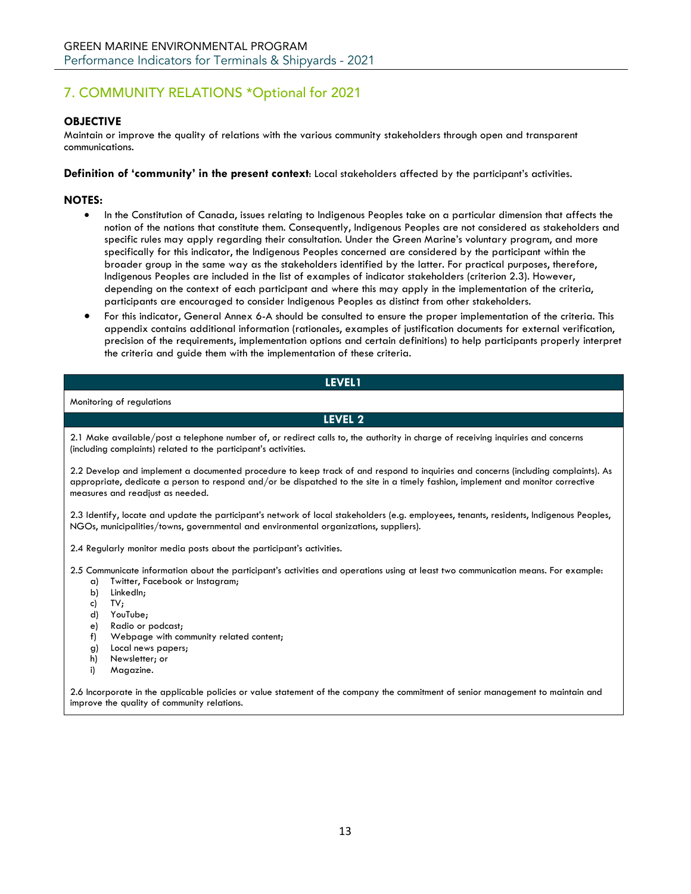## 7. COMMUNITY RELATIONS *Optional for 2021

### OBJECTIVE

Maintain or improve the quality of relations with the various community stakeholders through open and transparent communications.

**Definition of 'community' in the present context**: Local stakeholders affected by the participant's activities.

### NOTES:

- In the Constitution of Canada, issues relating to Indigenous Peoples take on a particular dimension that affects the notion of the nations that constitute them. Consequently, Indigenous Peoples are not considered as stakeholders and specific rules may apply regarding their consultation. Under the Green Marine's voluntary program, and more specifically for this indicator, the Indigenous Peoples concerned are considered by the participant within the broader group in the same way as the stakeholders identified by the latter. For practical purposes, therefore, Indigenous Peoples are included in the list of examples of indicator stakeholders (criterion 2.3). However, depending on the context of each participant and where this may apply in the implementation of the criteria, participants are encouraged to consider Indigenous Peoples as distinct from other stakeholders.
- For this indicator, General Annex 6-A should be consulted to ensure the proper implementation of the criteria. This appendix contains additional information (rationales, examples of justification documents for external verification, precision of the requirements, implementation options and certain definitions) to help participants properly interpret the criteria and guide them with the implementation of these criteria.

#### LEVEL1

Monitoring of regulations

#### LEVEL 2

2.1 Make available/post a telephone number of, or redirect calls to, the authority in charge of receiving inquiries and concerns (including complaints) related to the participant's activities.

2.2 Develop and implement a documented procedure to keep track of and respond to inquiries and concerns (including complaints). As appropriate, dedicate a person to respond and/or be dispatched to the site in a timely fashion, implement and monitor corrective measures and readjust as needed.

2.3 Identify, locate and update the participant's network of local stakeholders (e.g. employees, tenants, residents, Indigenous Peoples, NGOs, municipalities/towns, governmental and environmental organizations, suppliers).

2.4 Regularly monitor media posts about the participant's activities.

2.5 Communicate information about the participant's activities and operations using at least two communication means. For example:

a) Twitter, Facebook or Instagram;
b) LinkedIn;
c) TV;
d) YouTube;
e) Radio or podcast;
f) Webpage with community related content;
g) Local news papers;
h) Newsletter; or
i) Magazine.

2.6 Incorporate in the applicable policies or value statement of the company the commitment of senior management to maintain and improve the quality of community relations.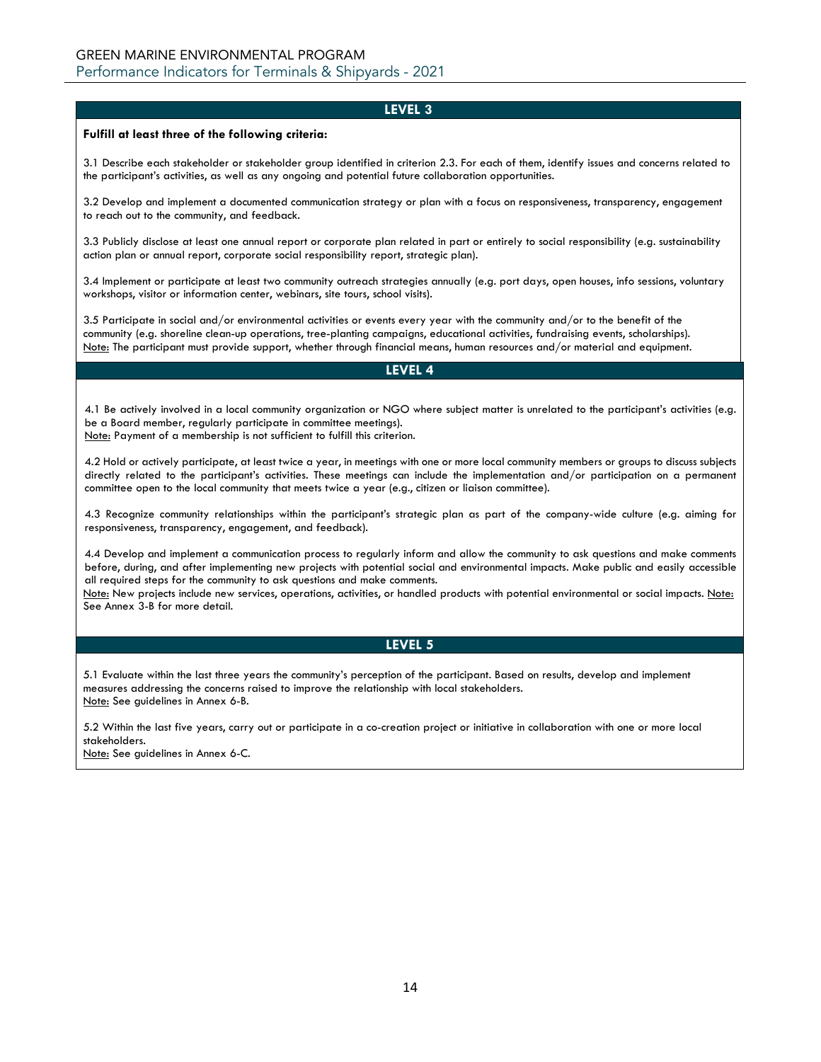## LEVEL 3

**Fulfill at least three of the following criteria:**

3.1 Describe each stakeholder or stakeholder group identified in criterion 2.3. For each of them, identify issues and concerns related to the participant's activities, as well as any ongoing and potential future collaboration opportunities.

3.2 Develop and implement a documented communication strategy or plan with a focus on responsiveness, transparency, engagement to reach out to the community, and feedback.

3.3 Publicly disclose at least one annual report or corporate plan related in part or entirely to social responsibility (e.g. sustainability action plan or annual report, corporate social responsibility report, strategic plan).

3.4 Implement or participate at least two community outreach strategies annually (e.g. port days, open houses, info sessions, voluntary workshops, visitor or information center, webinars, site tours, school visits).

3.5 Participate in social and/or environmental activities or events every year with the community and/or to the benefit of the community (e.g. shoreline clean-up operations, tree-planting campaigns, educational activities, fundraising events, scholarships).
Note: The participant must provide support, whether through financial means, human resources and/or material and equipment.

## LEVEL 4

4.1 Be actively involved in a local community organization or NGO where subject matter is unrelated to the participant's activities (e.g. be a Board member, regularly participate in committee meetings).
Note: Payment of a membership is not sufficient to fulfill this criterion.

4.2 Hold or actively participate, at least twice a year, in meetings with one or more local community members or groups to discuss subjects directly related to the participant's activities. These meetings can include the implementation and/or participation on a permanent committee open to the local community that meets twice a year (e.g., citizen or liaison committee).

4.3 Recognize community relationships within the participant's strategic plan as part of the company-wide culture (e.g. aiming for responsiveness, transparency, engagement, and feedback).

4.4 Develop and implement a communication process to regularly inform and allow the community to ask questions and make comments before, during, and after implementing new projects with potential social and environmental impacts. Make public and easily accessible all required steps for the community to ask questions and make comments.
Note: New projects include new services, operations, activities, or handled products with potential environmental or social impacts. Note: See Annex 3-B for more detail.

## LEVEL 5

5.1 Evaluate within the last three years the community's perception of the participant. Based on results, develop and implement measures addressing the concerns raised to improve the relationship with local stakeholders.
Note: See guidelines in Annex 6-B.

5.2 Within the last five years, carry out or participate in a co-creation project or initiative in collaboration with one or more local stakeholders.
Note: See guidelines in Annex 6-C.